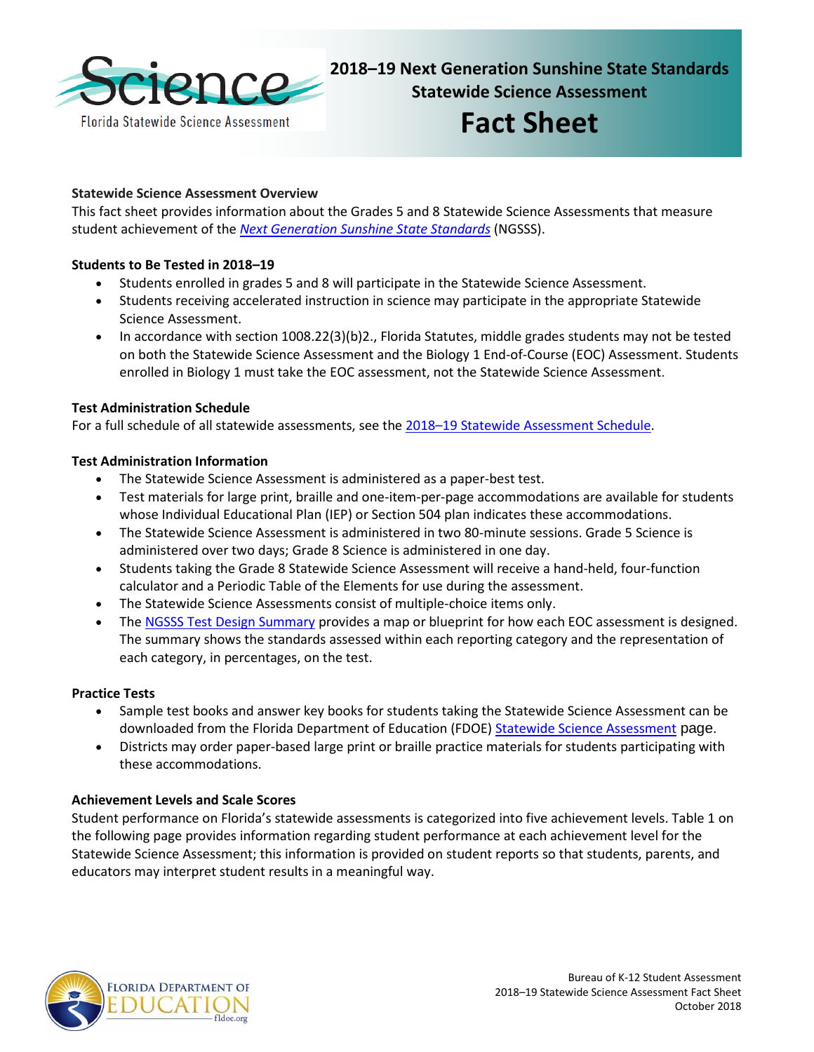# 2018–19 Next Generation Sunshine State Standards Statewide Science Assessment

# Fact Sheet

### Statewide Science Assessment Overview

This fact sheet provides information about the Grades 5 and 8 Statewide Science Assessments that measure student achievement of the *Next Generation Sunshine State Standards* (NGSSS).

### Students to Be Tested in 2018–19

- Students enrolled in grades 5 and 8 will participate in the Statewide Science Assessment.
- Students receiving accelerated instruction in science may participate in the appropriate Statewide Science Assessment.
- In accordance with section 1008.22(3)(b)2., Florida Statutes, middle grades students may not be tested on both the Statewide Science Assessment and the Biology 1 End-of-Course (EOC) Assessment. Students enrolled in Biology 1 must take the EOC assessment, not the Statewide Science Assessment.

### Test Administration Schedule

For a full schedule of all statewide assessments, see the 2018–19 Statewide Assessment Schedule.

### Test Administration Information

- The Statewide Science Assessment is administered as a paper-best test.
- Test materials for large print, braille and one-item-per-page accommodations are available for students whose Individual Educational Plan (IEP) or Section 504 plan indicates these accommodations.
- The Statewide Science Assessment is administered in two 80-minute sessions. Grade 5 Science is administered over two days; Grade 8 Science is administered in one day.
- Students taking the Grade 8 Statewide Science Assessment will receive a hand-held, four-function calculator and a Periodic Table of the Elements for use during the assessment.
- The Statewide Science Assessments consist of multiple-choice items only.
- The NGSSS Test Design Summary provides a map or blueprint for how each EOC assessment is designed. The summary shows the standards assessed within each reporting category and the representation of each category, in percentages, on the test.

### Practice Tests

- Sample test books and answer key books for students taking the Statewide Science Assessment can be downloaded from the Florida Department of Education (FDOE) Statewide Science Assessment page.
- Districts may order paper-based large print or braille practice materials for students participating with these accommodations.

### Achievement Levels and Scale Scores

Student performance on Florida's statewide assessments is categorized into five achievement levels. Table 1 on the following page provides information regarding student performance at each achievement level for the Statewide Science Assessment; this information is provided on student reports so that students, parents, and educators may interpret student results in a meaningful way.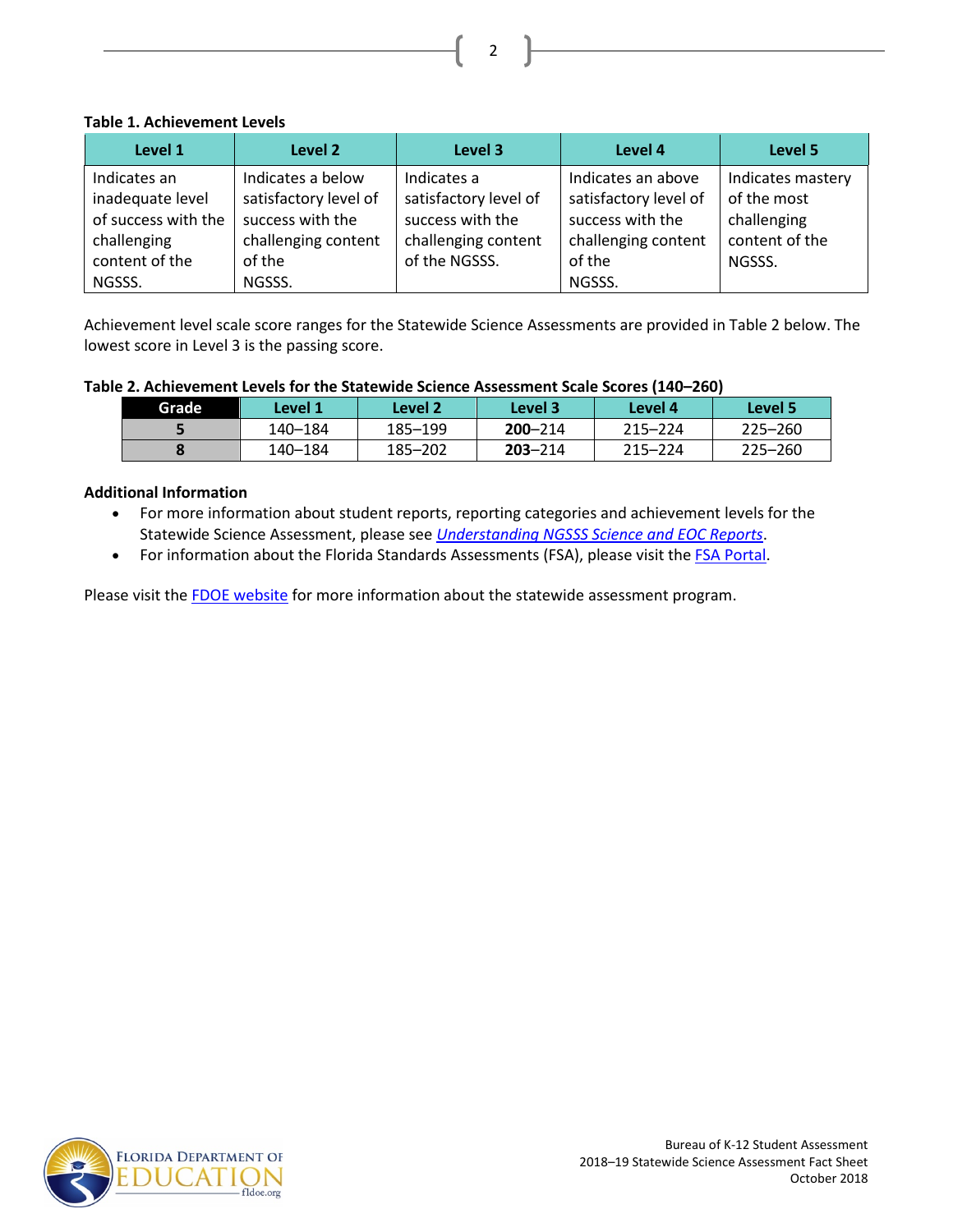**Table 1. Achievement Levels**

| Level 1 | Level 2 | Level 3 | Level 4 | Level 5 |
|---|---|---|---|---|
| Indicates an inadequate level of success with the challenging content of the NGSSS. | Indicates a below satisfactory level of success with the challenging content of the NGSSS. | Indicates a satisfactory level of success with the challenging content of the NGSSS. | Indicates an above satisfactory level of success with the challenging content of the NGSSS. | Indicates mastery of the most challenging content of the NGSSS. |

Achievement level scale score ranges for the Statewide Science Assessments are provided in Table 2 below. The lowest score in Level 3 is the passing score.

**Table 2. Achievement Levels for the Statewide Science Assessment Scale Scores (140–260)**

| Grade | Level 1 | Level 2 | Level 3 | Level 4 | Level 5 |
|---|---|---|---|---|---|
| **5** | 140–184 | 185–199 | **200**–214 | 215–224 | 225–260 |
| **8** | 140–184 | 185–202 | **203**–214 | 215–224 | 225–260 |

**Additional Information**

- For more information about student reports, reporting categories and achievement levels for the Statewide Science Assessment, please see *Understanding NGSSS Science and EOC Reports*.
- For information about the Florida Standards Assessments (FSA), please visit the FSA Portal.

Please visit the FDOE website for more information about the statewide assessment program.

Bureau of K-12 Student Assessment
2018–19 Statewide Science Assessment Fact Sheet
October 2018